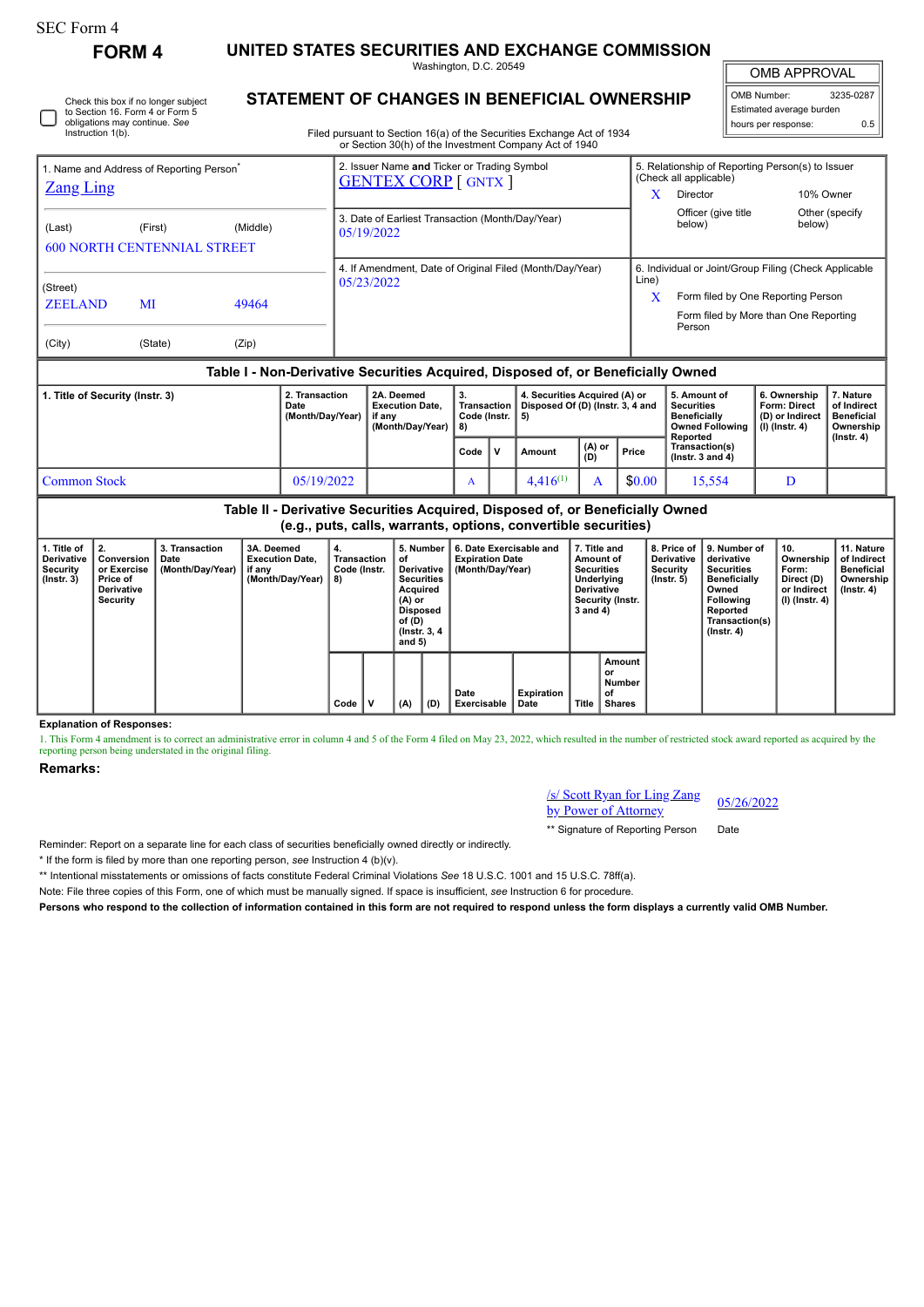SEC Form 4

# FORM 4

## UNITED STATES SECURITIES AND EXCHANGE COMMISSION

Washington, D.C. 20549

## STATEMENT OF CHANGES IN BENEFICIAL OWNERSHIP

Filed pursuant to Section 16(a) of the Securities Exchange Act of 1934 or Section 30(h) of the Investment Company Act of 1940

| OMB APPROVAL | |
|---|---|
| OMB Number: | 3235-0287 |
| Estimated average burden | |
| hours per response: | 0.5 |

☐ Check this box if no longer subject to Section 16. Form 4 or Form 5 obligations may continue. *See* Instruction 1(b).

| 1. Name and Address of Reporting Person* | 2. Issuer Name **and** Ticker or Trading Symbol | 5. Relationship of Reporting Person(s) to Issuer (Check all applicable) |
|---|---|---|
| Zang Ling | GENTEX CORP [ GNTX ] | X Director; 10% Owner; Officer (give title below); Other (specify below) |
| (Last) (First) (Middle) 600 NORTH CENTENNIAL STREET | 3. Date of Earliest Transaction (Month/Day/Year) 05/19/2022 | |
| (Street) ZEELAND MI 49464 | 4. If Amendment, Date of Original Filed (Month/Day/Year) 05/23/2022 | 6. Individual or Joint/Group Filing (Check Applicable Line) X Form filed by One Reporting Person; Form filed by More than One Reporting Person |
| (City) (State) (Zip) | | |

### Table I - Non-Derivative Securities Acquired, Disposed of, or Beneficially Owned

| 1. Title of Security (Instr. 3) | 2. Transaction Date (Month/Day/Year) | 2A. Deemed Execution Date, if any (Month/Day/Year) | 3. Transaction Code (Instr. 8) | | 4. Securities Acquired (A) or Disposed Of (D) (Instr. 3, 4 and 5) | | | 5. Amount of Securities Beneficially Owned Following Reported Transaction(s) (Instr. 3 and 4) | 6. Ownership Form: Direct (D) or Indirect (I) (Instr. 4) | 7. Nature of Indirect Beneficial Ownership (Instr. 4) |
|---|---|---|---|---|---|---|---|---|---|---|
| | | | Code | V | Amount | (A) or (D) | Price | | | |
| Common Stock | 05/19/2022 | | A | | 4,416[1] | A | $0.00 | 15,554 | D | |

### Table II - Derivative Securities Acquired, Disposed of, or Beneficially Owned (e.g., puts, calls, warrants, options, convertible securities)

| 1. Title of Derivative Security (Instr. 3) | 2. Conversion or Exercise Price of Derivative Security | 3. Transaction Date (Month/Day/Year) | 3A. Deemed Execution Date, if any (Month/Day/Year) | 4. Transaction Code (Instr. 8) | | 5. Number of Derivative Securities Acquired (A) or Disposed of (D) (Instr. 3, 4 and 5) | | 6. Date Exercisable and Expiration Date (Month/Day/Year) | | 7. Title and Amount of Securities Underlying Derivative Security (Instr. 3 and 4) | | 8. Price of Derivative Security (Instr. 5) | 9. Number of derivative Securities Beneficially Owned Following Reported Transaction(s) (Instr. 4) | 10. Ownership Form: Direct (D) or Indirect (I) (Instr. 4) | 11. Nature of Indirect Beneficial Ownership (Instr. 4) |
|---|---|---|---|---|---|---|---|---|---|---|---|---|---|---|---|
| | | | | Code | V | (A) | (D) | Date Exercisable | Expiration Date | Title | Amount or Number of Shares | | | | |

**Explanation of Responses:**

1. This Form 4 amendment is to correct an administrative error in column 4 and 5 of the Form 4 filed on May 23, 2022, which resulted in the number of restricted stock award reported as acquired by the reporting person being understated in the original filing.

**Remarks:**

/s/ Scott Ryan for Ling Zang by Power of Attorney — 05/26/2022

** Signature of Reporting Person — Date

Reminder: Report on a separate line for each class of securities beneficially owned directly or indirectly.

\* If the form is filed by more than one reporting person, *see* Instruction 4 (b)(v).

** Intentional misstatements or omissions of facts constitute Federal Criminal Violations *See* 18 U.S.C. 1001 and 15 U.S.C. 78ff(a).

Note: File three copies of this Form, one of which must be manually signed. If space is insufficient, *see* Instruction 6 for procedure.

**Persons who respond to the collection of information contained in this form are not required to respond unless the form displays a currently valid OMB Number.**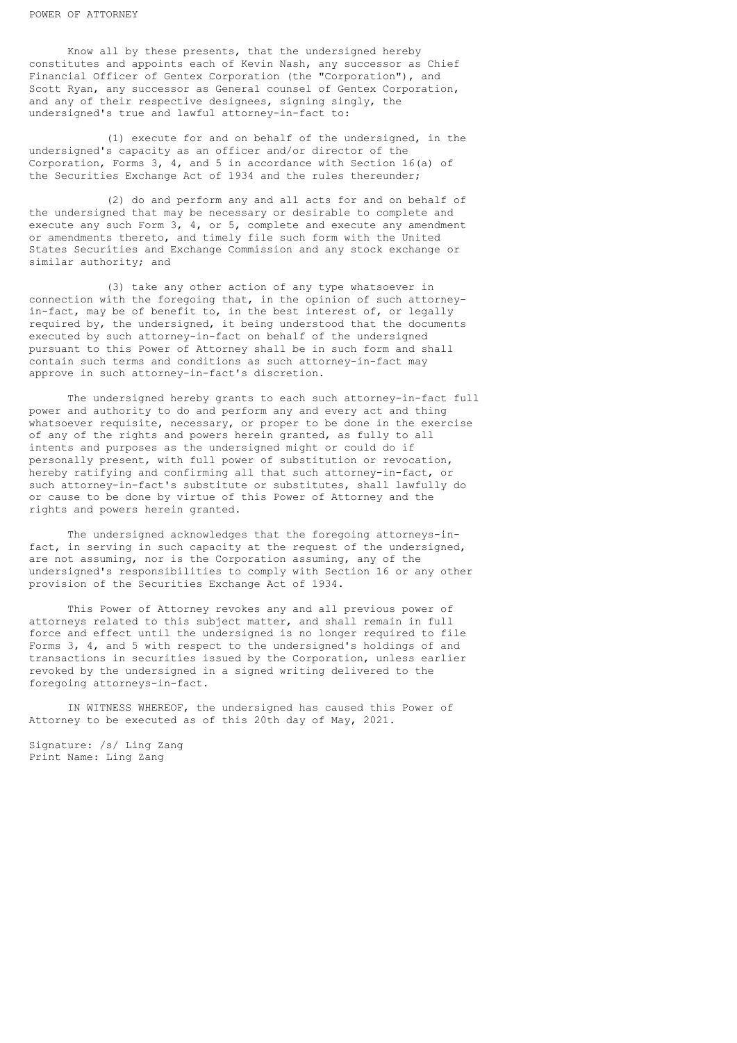# POWER OF ATTORNEY

Know all by these presents, that the undersigned hereby constitutes and appoints each of Kevin Nash, any successor as Chief Financial Officer of Gentex Corporation (the "Corporation"), and Scott Ryan, any successor as General counsel of Gentex Corporation, and any of their respective designees, signing singly, the undersigned's true and lawful attorney-in-fact to:

(1) execute for and on behalf of the undersigned, in the undersigned's capacity as an officer and/or director of the Corporation, Forms 3, 4, and 5 in accordance with Section 16(a) of the Securities Exchange Act of 1934 and the rules thereunder;

(2) do and perform any and all acts for and on behalf of the undersigned that may be necessary or desirable to complete and execute any such Form 3, 4, or 5, complete and execute any amendment or amendments thereto, and timely file such form with the United States Securities and Exchange Commission and any stock exchange or similar authority; and

(3) take any other action of any type whatsoever in connection with the foregoing that, in the opinion of such attorney-in-fact, may be of benefit to, in the best interest of, or legally required by, the undersigned, it being understood that the documents executed by such attorney-in-fact on behalf of the undersigned pursuant to this Power of Attorney shall be in such form and shall contain such terms and conditions as such attorney-in-fact may approve in such attorney-in-fact's discretion.

The undersigned hereby grants to each such attorney-in-fact full power and authority to do and perform any and every act and thing whatsoever requisite, necessary, or proper to be done in the exercise of any of the rights and powers herein granted, as fully to all intents and purposes as the undersigned might or could do if personally present, with full power of substitution or revocation, hereby ratifying and confirming all that such attorney-in-fact, or such attorney-in-fact's substitute or substitutes, shall lawfully do or cause to be done by virtue of this Power of Attorney and the rights and powers herein granted.

The undersigned acknowledges that the foregoing attorneys-in-fact, in serving in such capacity at the request of the undersigned, are not assuming, nor is the Corporation assuming, any of the undersigned's responsibilities to comply with Section 16 or any other provision of the Securities Exchange Act of 1934.

This Power of Attorney revokes any and all previous power of attorneys related to this subject matter, and shall remain in full force and effect until the undersigned is no longer required to file Forms 3, 4, and 5 with respect to the undersigned's holdings of and transactions in securities issued by the Corporation, unless earlier revoked by the undersigned in a signed writing delivered to the foregoing attorneys-in-fact.

IN WITNESS WHEREOF, the undersigned has caused this Power of Attorney to be executed as of this 20th day of May, 2021.

Signature: /s/ Ling Zang
Print Name: Ling Zang